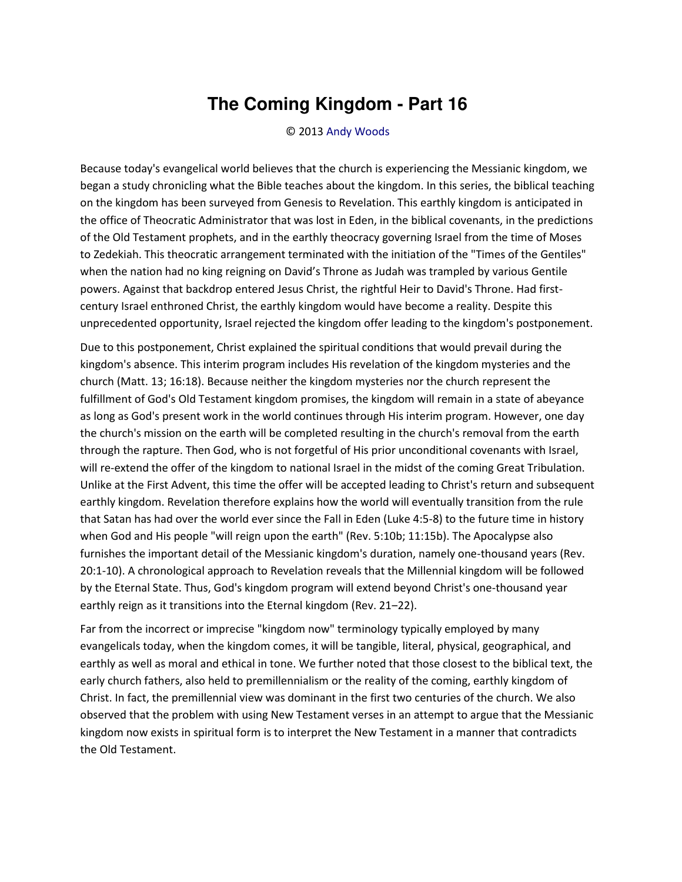# The Coming Kingdom - Part 16

© 2013 Andy Woods

Because today's evangelical world believes that the church is experiencing the Messianic kingdom, we began a study chronicling what the Bible teaches about the kingdom. In this series, the biblical teaching on the kingdom has been surveyed from Genesis to Revelation. This earthly kingdom is anticipated in the office of Theocratic Administrator that was lost in Eden, in the biblical covenants, in the predictions of the Old Testament prophets, and in the earthly theocracy governing Israel from the time of Moses to Zedekiah. This theocratic arrangement terminated with the initiation of the "Times of the Gentiles" when the nation had no king reigning on David's Throne as Judah was trampled by various Gentile powers. Against that backdrop entered Jesus Christ, the rightful Heir to David's Throne. Had first-century Israel enthroned Christ, the earthly kingdom would have become a reality. Despite this unprecedented opportunity, Israel rejected the kingdom offer leading to the kingdom's postponement.

Due to this postponement, Christ explained the spiritual conditions that would prevail during the kingdom's absence. This interim program includes His revelation of the kingdom mysteries and the church (Matt. 13; 16:18). Because neither the kingdom mysteries nor the church represent the fulfillment of God's Old Testament kingdom promises, the kingdom will remain in a state of abeyance as long as God's present work in the world continues through His interim program. However, one day the church's mission on the earth will be completed resulting in the church's removal from the earth through the rapture. Then God, who is not forgetful of His prior unconditional covenants with Israel, will re-extend the offer of the kingdom to national Israel in the midst of the coming Great Tribulation. Unlike at the First Advent, this time the offer will be accepted leading to Christ's return and subsequent earthly kingdom. Revelation therefore explains how the world will eventually transition from the rule that Satan has had over the world ever since the Fall in Eden (Luke 4:5-8) to the future time in history when God and His people "will reign upon the earth" (Rev. 5:10b; 11:15b). The Apocalypse also furnishes the important detail of the Messianic kingdom's duration, namely one-thousand years (Rev. 20:1-10). A chronological approach to Revelation reveals that the Millennial kingdom will be followed by the Eternal State. Thus, God's kingdom program will extend beyond Christ's one-thousand year earthly reign as it transitions into the Eternal kingdom (Rev. 21–22).

Far from the incorrect or imprecise "kingdom now" terminology typically employed by many evangelicals today, when the kingdom comes, it will be tangible, literal, physical, geographical, and earthly as well as moral and ethical in tone. We further noted that those closest to the biblical text, the early church fathers, also held to premillennialism or the reality of the coming, earthly kingdom of Christ. In fact, the premillennial view was dominant in the first two centuries of the church. We also observed that the problem with using New Testament verses in an attempt to argue that the Messianic kingdom now exists in spiritual form is to interpret the New Testament in a manner that contradicts the Old Testament.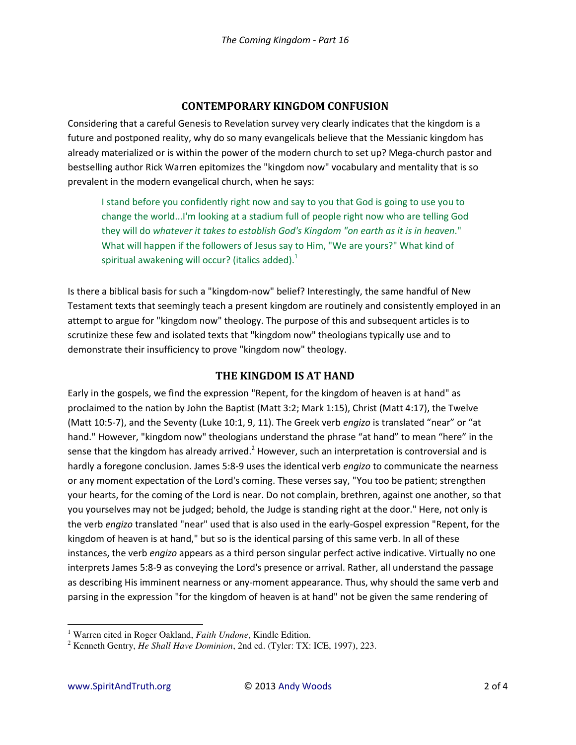## CONTEMPORARY KINGDOM CONFUSION

Considering that a careful Genesis to Revelation survey very clearly indicates that the kingdom is a future and postponed reality, why do so many evangelicals believe that the Messianic kingdom has already materialized or is within the power of the modern church to set up? Mega-church pastor and bestselling author Rick Warren epitomizes the "kingdom now" vocabulary and mentality that is so prevalent in the modern evangelical church, when he says:

> I stand before you confidently right now and say to you that God is going to use you to change the world...I'm looking at a stadium full of people right now who are telling God they will do *whatever it takes to establish God's Kingdom "on earth as it is in heaven*." What will happen if the followers of Jesus say to Him, "We are yours?" What kind of spiritual awakening will occur? (italics added).[1]

Is there a biblical basis for such a "kingdom-now" belief? Interestingly, the same handful of New Testament texts that seemingly teach a present kingdom are routinely and consistently employed in an attempt to argue for "kingdom now" theology. The purpose of this and subsequent articles is to scrutinize these few and isolated texts that "kingdom now" theologians typically use and to demonstrate their insufficiency to prove "kingdom now" theology.

## THE KINGDOM IS AT HAND

Early in the gospels, we find the expression "Repent, for the kingdom of heaven is at hand" as proclaimed to the nation by John the Baptist (Matt 3:2; Mark 1:15), Christ (Matt 4:17), the Twelve (Matt 10:5-7), and the Seventy (Luke 10:1, 9, 11). The Greek verb *engizo* is translated "near" or "at hand." However, "kingdom now" theologians understand the phrase "at hand" to mean "here" in the sense that the kingdom has already arrived.[2] However, such an interpretation is controversial and is hardly a foregone conclusion. James 5:8-9 uses the identical verb *engizo* to communicate the nearness or any moment expectation of the Lord's coming. These verses say, "You too be patient; strengthen your hearts, for the coming of the Lord is near. Do not complain, brethren, against one another, so that you yourselves may not be judged; behold, the Judge is standing right at the door." Here, not only is the verb *engizo* translated "near" used that is also used in the early-Gospel expression "Repent, for the kingdom of heaven is at hand," but so is the identical parsing of this same verb. In all of these instances, the verb *engizo* appears as a third person singular perfect active indicative. Virtually no one interprets James 5:8-9 as conveying the Lord's presence or arrival. Rather, all understand the passage as describing His imminent nearness or any-moment appearance. Thus, why should the same verb and parsing in the expression "for the kingdom of heaven is at hand" not be given the same rendering of

---

[1] Warren cited in Roger Oakland, *Faith Undone*, Kindle Edition.

[2] Kenneth Gentry, *He Shall Have Dominion*, 2nd ed. (Tyler: TX: ICE, 1997), 223.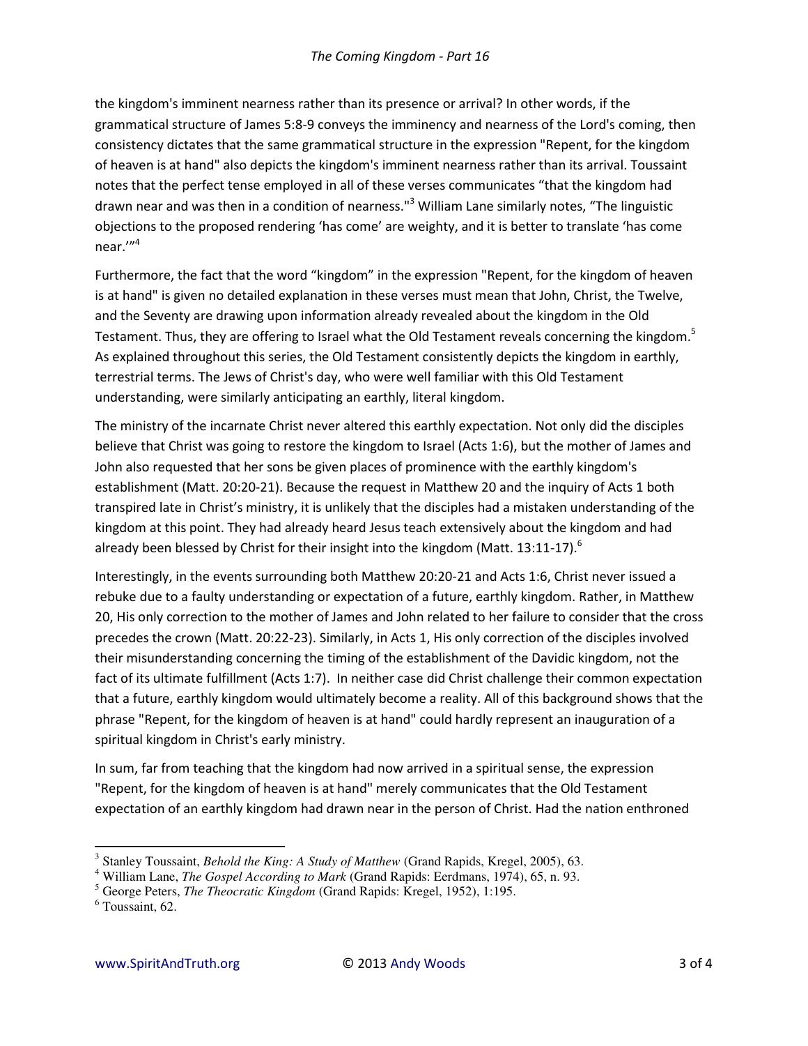the kingdom's imminent nearness rather than its presence or arrival? In other words, if the grammatical structure of James 5:8-9 conveys the imminency and nearness of the Lord's coming, then consistency dictates that the same grammatical structure in the expression "Repent, for the kingdom of heaven is at hand" also depicts the kingdom's imminent nearness rather than its arrival. Toussaint notes that the perfect tense employed in all of these verses communicates "that the kingdom had drawn near and was then in a condition of nearness."[3] William Lane similarly notes, "The linguistic objections to the proposed rendering 'has come' are weighty, and it is better to translate 'has come near.'"[4]

Furthermore, the fact that the word "kingdom" in the expression "Repent, for the kingdom of heaven is at hand" is given no detailed explanation in these verses must mean that John, Christ, the Twelve, and the Seventy are drawing upon information already revealed about the kingdom in the Old Testament. Thus, they are offering to Israel what the Old Testament reveals concerning the kingdom.[5] As explained throughout this series, the Old Testament consistently depicts the kingdom in earthly, terrestrial terms. The Jews of Christ's day, who were well familiar with this Old Testament understanding, were similarly anticipating an earthly, literal kingdom.

The ministry of the incarnate Christ never altered this earthly expectation. Not only did the disciples believe that Christ was going to restore the kingdom to Israel (Acts 1:6), but the mother of James and John also requested that her sons be given places of prominence with the earthly kingdom's establishment (Matt. 20:20-21). Because the request in Matthew 20 and the inquiry of Acts 1 both transpired late in Christ's ministry, it is unlikely that the disciples had a mistaken understanding of the kingdom at this point. They had already heard Jesus teach extensively about the kingdom and had already been blessed by Christ for their insight into the kingdom (Matt. 13:11-17).[6]

Interestingly, in the events surrounding both Matthew 20:20-21 and Acts 1:6, Christ never issued a rebuke due to a faulty understanding or expectation of a future, earthly kingdom. Rather, in Matthew 20, His only correction to the mother of James and John related to her failure to consider that the cross precedes the crown (Matt. 20:22-23). Similarly, in Acts 1, His only correction of the disciples involved their misunderstanding concerning the timing of the establishment of the Davidic kingdom, not the fact of its ultimate fulfillment (Acts 1:7). In neither case did Christ challenge their common expectation that a future, earthly kingdom would ultimately become a reality. All of this background shows that the phrase "Repent, for the kingdom of heaven is at hand" could hardly represent an inauguration of a spiritual kingdom in Christ's early ministry.

In sum, far from teaching that the kingdom had now arrived in a spiritual sense, the expression "Repent, for the kingdom of heaven is at hand" merely communicates that the Old Testament expectation of an earthly kingdom had drawn near in the person of Christ. Had the nation enthroned

---

[3] Stanley Toussaint, *Behold the King: A Study of Matthew* (Grand Rapids, Kregel, 2005), 63.

[4] William Lane, *The Gospel According to Mark* (Grand Rapids: Eerdmans, 1974), 65, n. 93.

[5] George Peters, *The Theocratic Kingdom* (Grand Rapids: Kregel, 1952), 1:195.

[6] Toussaint, 62.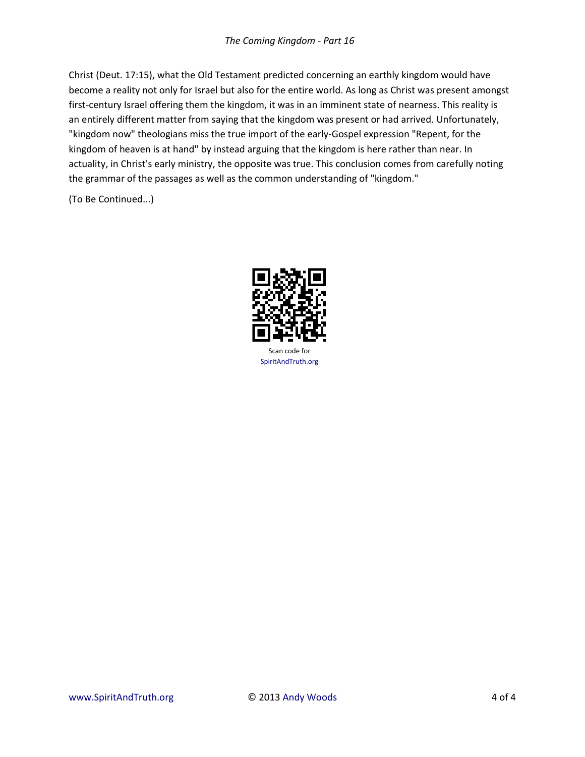Christ (Deut. 17:15), what the Old Testament predicted concerning an earthly kingdom would have become a reality not only for Israel but also for the entire world. As long as Christ was present amongst first-century Israel offering them the kingdom, it was in an imminent state of nearness. This reality is an entirely different matter from saying that the kingdom was present or had arrived. Unfortunately, "kingdom now" theologians miss the true import of the early-Gospel expression "Repent, for the kingdom of heaven is at hand" by instead arguing that the kingdom is here rather than near. In actuality, in Christ's early ministry, the opposite was true. This conclusion comes from carefully noting the grammar of the passages as well as the common understanding of "kingdom."

(To Be Continued...)

Scan code for
SpiritAndTruth.org